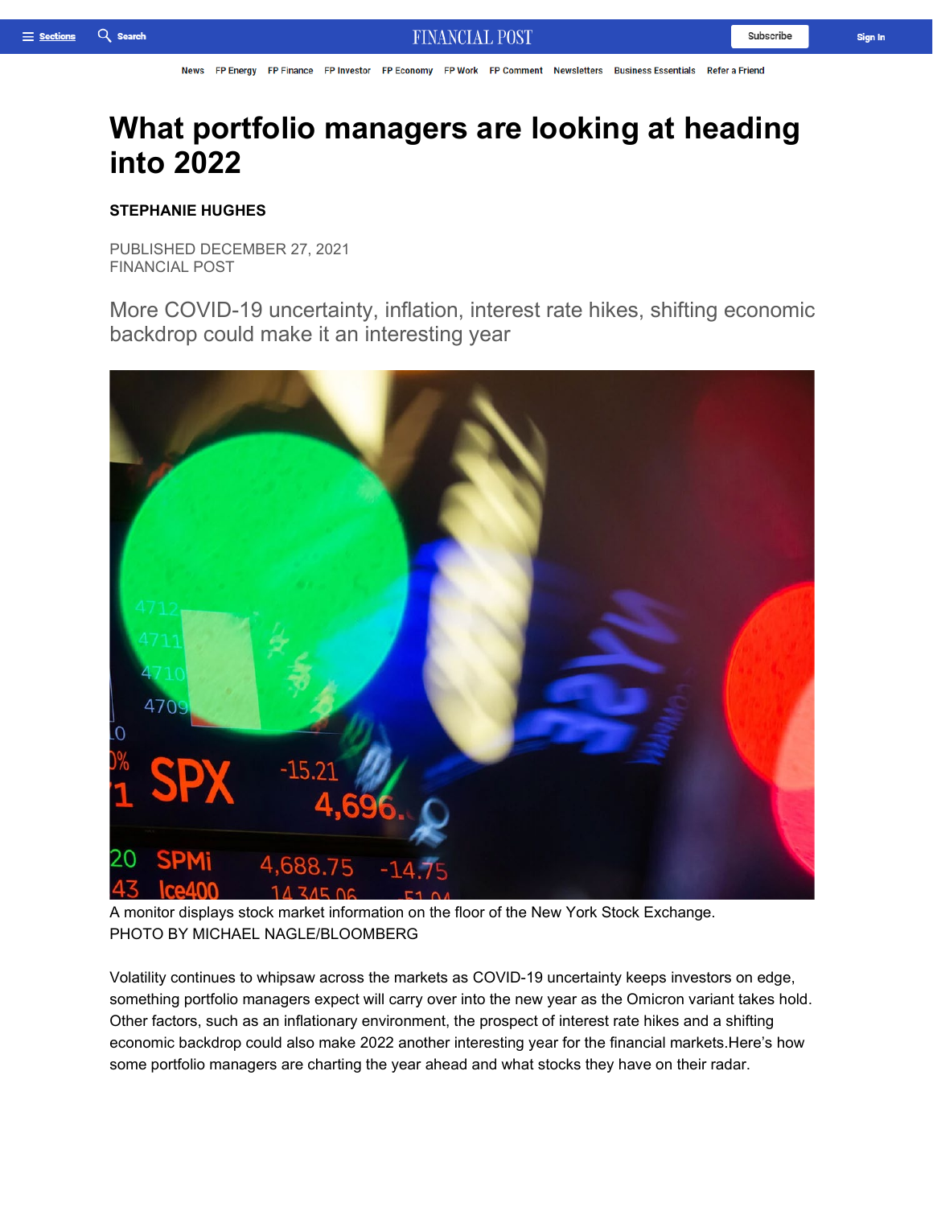# What portfolio managers are looking at heading into 2022

**STEPHANIE HUGHES**

PUBLISHED DECEMBER 27, 2021
FINANCIAL POST

More COVID-19 uncertainty, inflation, interest rate hikes, shifting economic backdrop could make it an interesting year

A monitor displays stock market information on the floor of the New York Stock Exchange.
PHOTO BY MICHAEL NAGLE/BLOOMBERG

Volatility continues to whipsaw across the markets as COVID-19 uncertainty keeps investors on edge, something portfolio managers expect will carry over into the new year as the Omicron variant takes hold. Other factors, such as an inflationary environment, the prospect of interest rate hikes and a shifting economic backdrop could also make 2022 another interesting year for the financial markets.Here's how some portfolio managers are charting the year ahead and what stocks they have on their radar.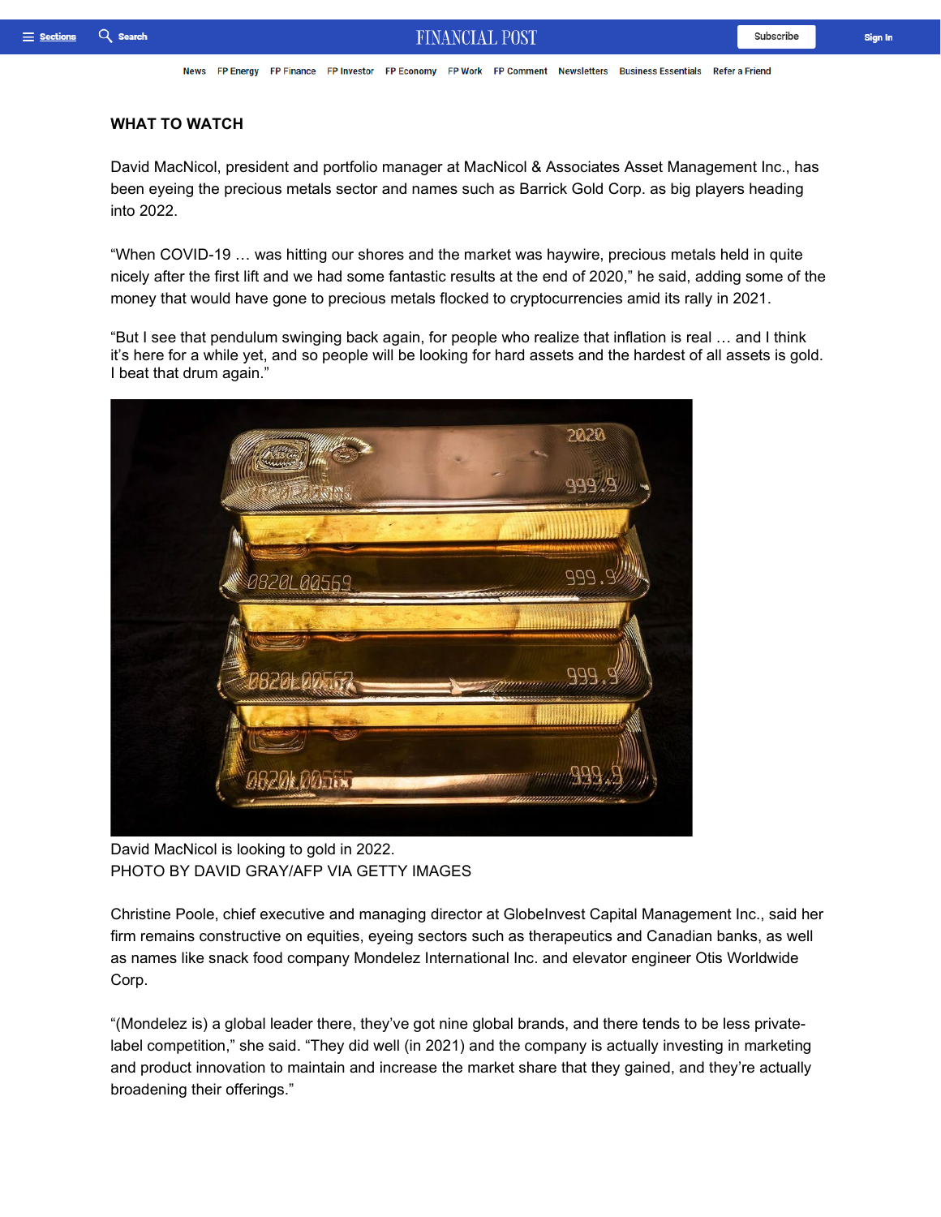**WHAT TO WATCH**

David MacNicol, president and portfolio manager at MacNicol & Associates Asset Management Inc., has been eyeing the precious metals sector and names such as Barrick Gold Corp. as big players heading into 2022.

"When COVID-19 … was hitting our shores and the market was haywire, precious metals held in quite nicely after the first lift and we had some fantastic results at the end of 2020," he said, adding some of the money that would have gone to precious metals flocked to cryptocurrencies amid its rally in 2021.

"But I see that pendulum swinging back again, for people who realize that inflation is real … and I think it's here for a while yet, and so people will be looking for hard assets and the hardest of all assets is gold. I beat that drum again."

David MacNicol is looking to gold in 2022.
PHOTO BY DAVID GRAY/AFP VIA GETTY IMAGES

Christine Poole, chief executive and managing director at GlobeInvest Capital Management Inc., said her firm remains constructive on equities, eyeing sectors such as therapeutics and Canadian banks, as well as names like snack food company Mondelez International Inc. and elevator engineer Otis Worldwide Corp.

"(Mondelez is) a global leader there, they've got nine global brands, and there tends to be less private-label competition," she said. "They did well (in 2021) and the company is actually investing in marketing and product innovation to maintain and increase the market share that they gained, and they're actually broadening their offerings."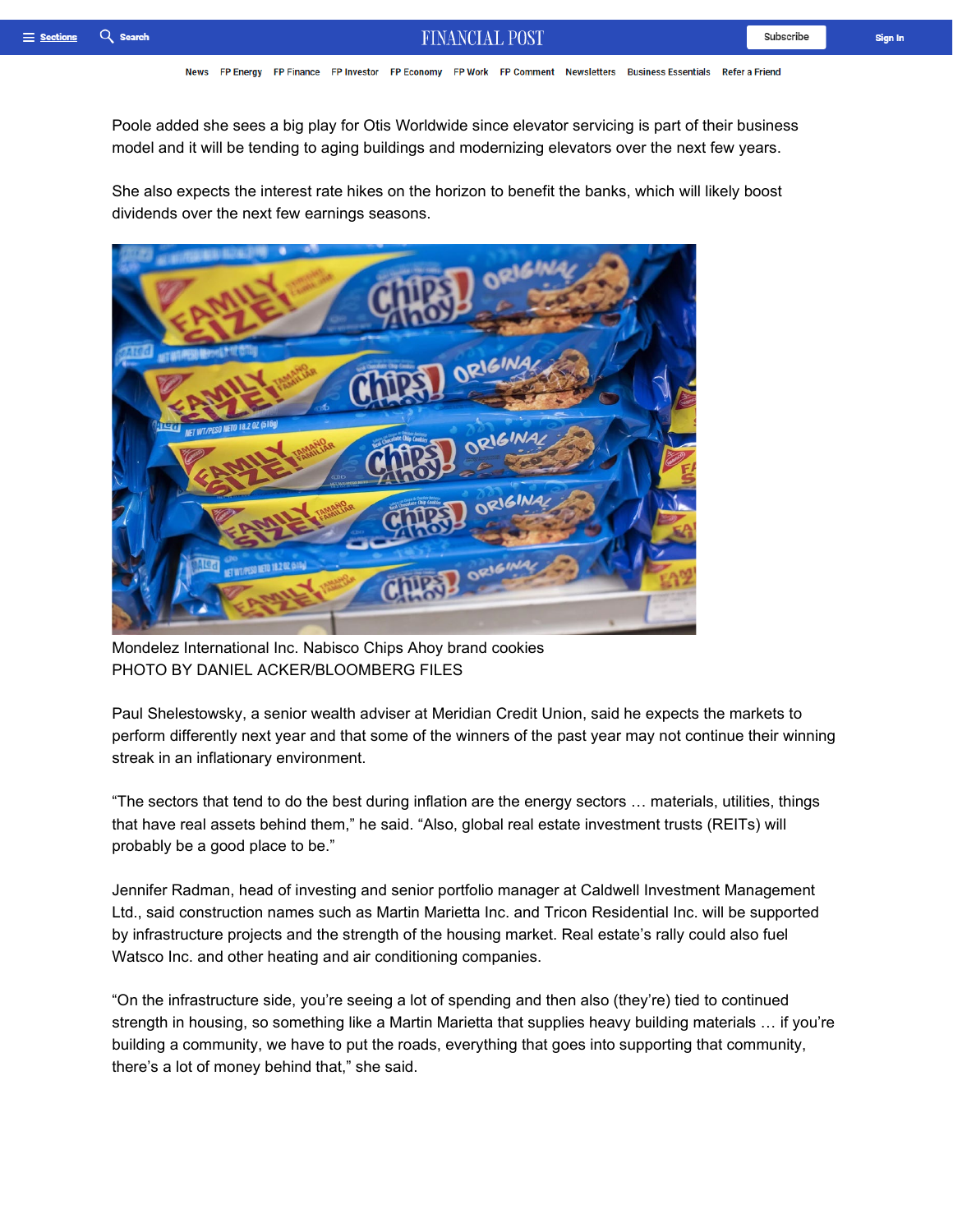Poole added she sees a big play for Otis Worldwide since elevator servicing is part of their business model and it will be tending to aging buildings and modernizing elevators over the next few years.

She also expects the interest rate hikes on the horizon to benefit the banks, which will likely boost dividends over the next few earnings seasons.

Mondelez International Inc. Nabisco Chips Ahoy brand cookies
PHOTO BY DANIEL ACKER/BLOOMBERG FILES

Paul Shelestowsky, a senior wealth adviser at Meridian Credit Union, said he expects the markets to perform differently next year and that some of the winners of the past year may not continue their winning streak in an inflationary environment.

“The sectors that tend to do the best during inflation are the energy sectors … materials, utilities, things that have real assets behind them,” he said. “Also, global real estate investment trusts (REITs) will probably be a good place to be.”

Jennifer Radman, head of investing and senior portfolio manager at Caldwell Investment Management Ltd., said construction names such as Martin Marietta Inc. and Tricon Residential Inc. will be supported by infrastructure projects and the strength of the housing market. Real estate’s rally could also fuel Watsco Inc. and other heating and air conditioning companies.

“On the infrastructure side, you’re seeing a lot of spending and then also (they’re) tied to continued strength in housing, so something like a Martin Marietta that supplies heavy building materials … if you’re building a community, we have to put the roads, everything that goes into supporting that community, there’s a lot of money behind that,” she said.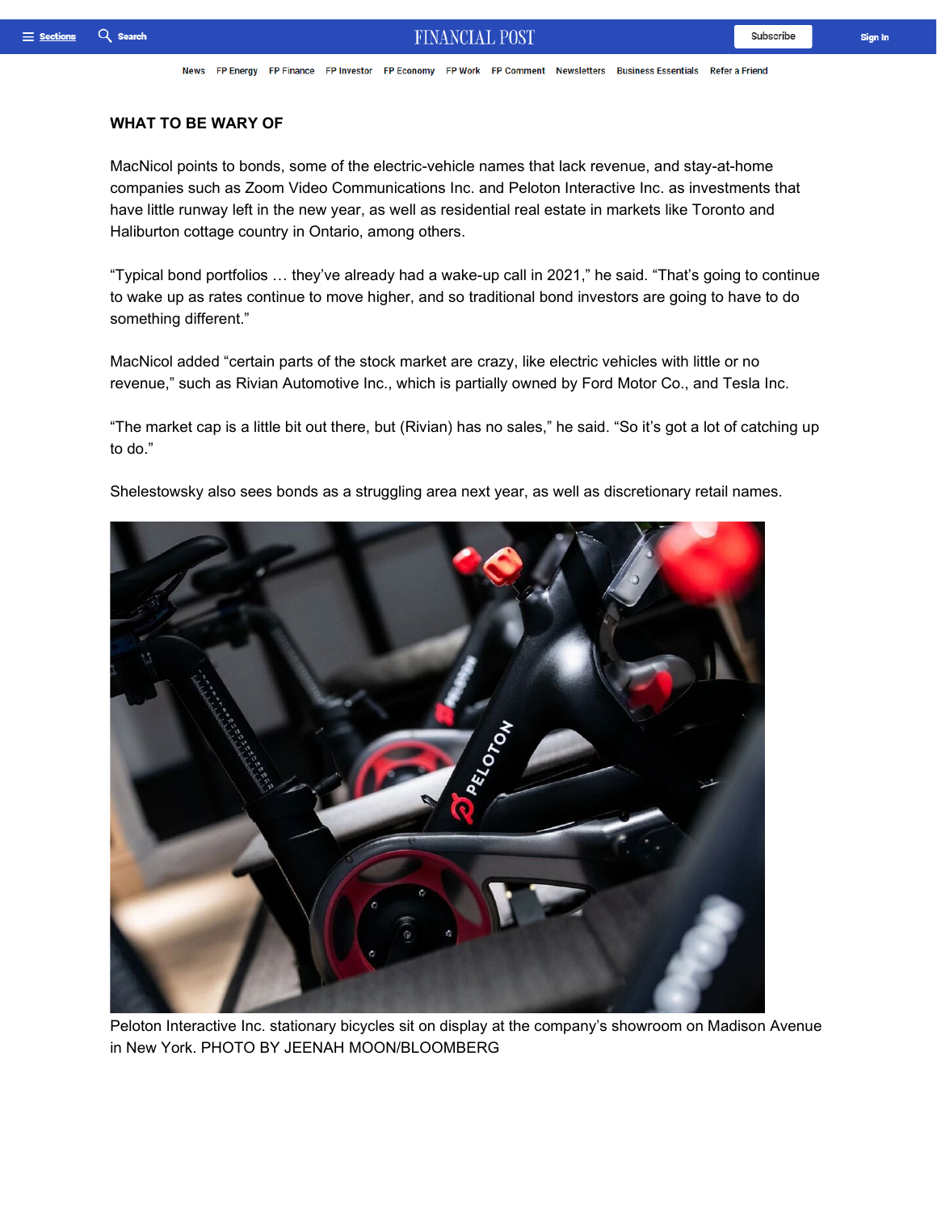## WHAT TO BE WARY OF

MacNicol points to bonds, some of the electric-vehicle names that lack revenue, and stay-at-home companies such as Zoom Video Communications Inc. and Peloton Interactive Inc. as investments that have little runway left in the new year, as well as residential real estate in markets like Toronto and Haliburton cottage country in Ontario, among others.

“Typical bond portfolios … they’ve already had a wake-up call in 2021,” he said. “That’s going to continue to wake up as rates continue to move higher, and so traditional bond investors are going to have to do something different.”

MacNicol added “certain parts of the stock market are crazy, like electric vehicles with little or no revenue,” such as Rivian Automotive Inc., which is partially owned by Ford Motor Co., and Tesla Inc.

“The market cap is a little bit out there, but (Rivian) has no sales,” he said. “So it’s got a lot of catching up to do.”

Shelestowsky also sees bonds as a struggling area next year, as well as discretionary retail names.

Peloton Interactive Inc. stationary bicycles sit on display at the company’s showroom on Madison Avenue in New York. PHOTO BY JEENAH MOON/BLOOMBERG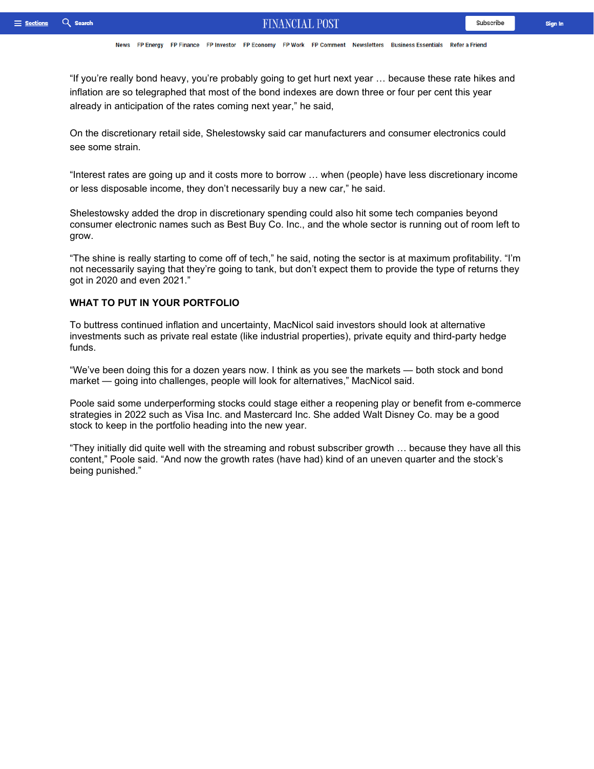"If you're really bond heavy, you're probably going to get hurt next year … because these rate hikes and inflation are so telegraphed that most of the bond indexes are down three or four per cent this year already in anticipation of the rates coming next year," he said,

On the discretionary retail side, Shelestowsky said car manufacturers and consumer electronics could see some strain.

"Interest rates are going up and it costs more to borrow … when (people) have less discretionary income or less disposable income, they don't necessarily buy a new car," he said.

Shelestowsky added the drop in discretionary spending could also hit some tech companies beyond consumer electronic names such as Best Buy Co. Inc., and the whole sector is running out of room left to grow.

"The shine is really starting to come off of tech," he said, noting the sector is at maximum profitability. "I'm not necessarily saying that they're going to tank, but don't expect them to provide the type of returns they got in 2020 and even 2021."

**WHAT TO PUT IN YOUR PORTFOLIO**

To buttress continued inflation and uncertainty, MacNicol said investors should look at alternative investments such as private real estate (like industrial properties), private equity and third-party hedge funds.

"We've been doing this for a dozen years now. I think as you see the markets — both stock and bond market — going into challenges, people will look for alternatives," MacNicol said.

Poole said some underperforming stocks could stage either a reopening play or benefit from e-commerce strategies in 2022 such as Visa Inc. and Mastercard Inc. She added Walt Disney Co. may be a good stock to keep in the portfolio heading into the new year.

"They initially did quite well with the streaming and robust subscriber growth … because they have all this content," Poole said. "And now the growth rates (have had) kind of an uneven quarter and the stock's being punished."